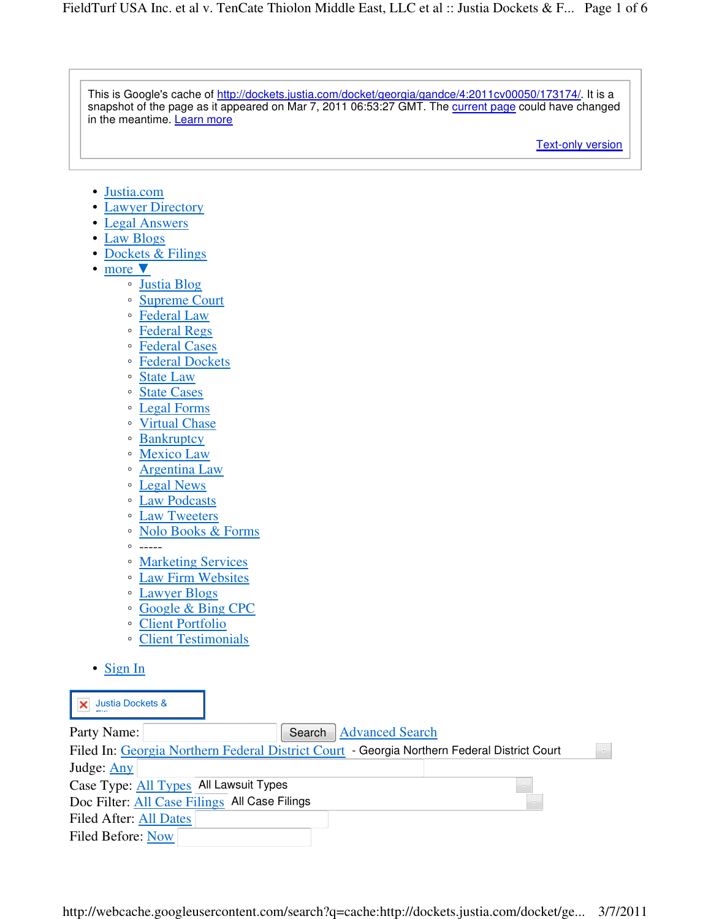This is Google's cache of http://dockets.justia.com/docket/georgia/gandce/4:2011cv00050/173174/. It is a snapshot of the page as it appeared on Mar 7, 2011 06:53:27 GMT. The current page could have changed in the meantime. Learn more

Text-only version

- Justia.com
- Lawyer Directory
- Legal Answers
- Law Blogs
- Dockets & Filings
- more ▼
  - Justia Blog
  - Supreme Court
  - Federal Law
  - Federal Regs
  - Federal Cases
  - Federal Dockets
  - State Law
  - State Cases
  - Legal Forms
  - Virtual Chase
  - Bankruptcy
  - Mexico Law
  - Argentina Law
  - Legal News
  - Law Podcasts
  - Law Tweeters
  - Nolo Books & Forms
  - -----
  - Marketing Services
  - Law Firm Websites
  - Lawyer Blogs
  - Google & Bing CPC
  - Client Portfolio
  - Client Testimonials
- Sign In

Justia Dockets &

Party Name: Search Advanced Search
Filed In: Georgia Northern Federal District Court - Georgia Northern Federal District Court
Judge: Any
Case Type: All Types All Lawsuit Types
Doc Filter: All Case Filings All Case Filings
Filed After: All Dates
Filed Before: Now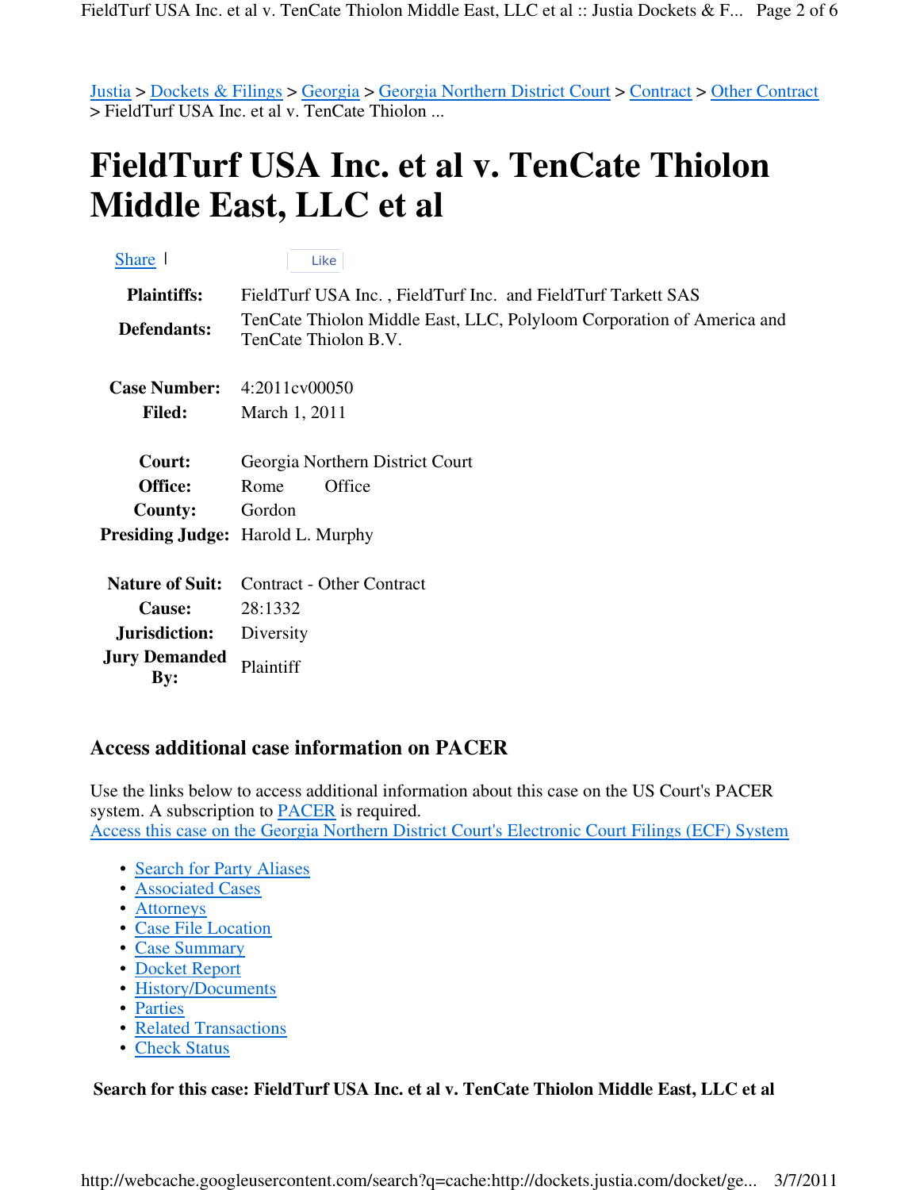Justia > Dockets & Filings > Georgia > Georgia Northern District Court > Contract > Other Contract > FieldTurf USA Inc. et al v. TenCate Thiolon ...

# FieldTurf USA Inc. et al v. TenCate Thiolon Middle East, LLC et al

Share | Like

| | |
|---|---|
| **Plaintiffs:** | FieldTurf USA Inc. , FieldTurf Inc. and FieldTurf Tarkett SAS |
| **Defendants:** | TenCate Thiolon Middle East, LLC, Polyloom Corporation of America and TenCate Thiolon B.V. |
| **Case Number:** | 4:2011cv00050 |
| **Filed:** | March 1, 2011 |
| **Court:** | Georgia Northern District Court |
| **Office:** | Rome Office |
| **County:** | Gordon |
| **Presiding Judge:** | Harold L. Murphy |
| **Nature of Suit:** | Contract - Other Contract |
| **Cause:** | 28:1332 |
| **Jurisdiction:** | Diversity |
| **Jury Demanded By:** | Plaintiff |

## Access additional case information on PACER

Use the links below to access additional information about this case on the US Court's PACER system. A subscription to PACER is required.
Access this case on the Georgia Northern District Court's Electronic Court Filings (ECF) System

- Search for Party Aliases
- Associated Cases
- Attorneys
- Case File Location
- Case Summary
- Docket Report
- History/Documents
- Parties
- Related Transactions
- Check Status

**Search for this case: FieldTurf USA Inc. et al v. TenCate Thiolon Middle East, LLC et al**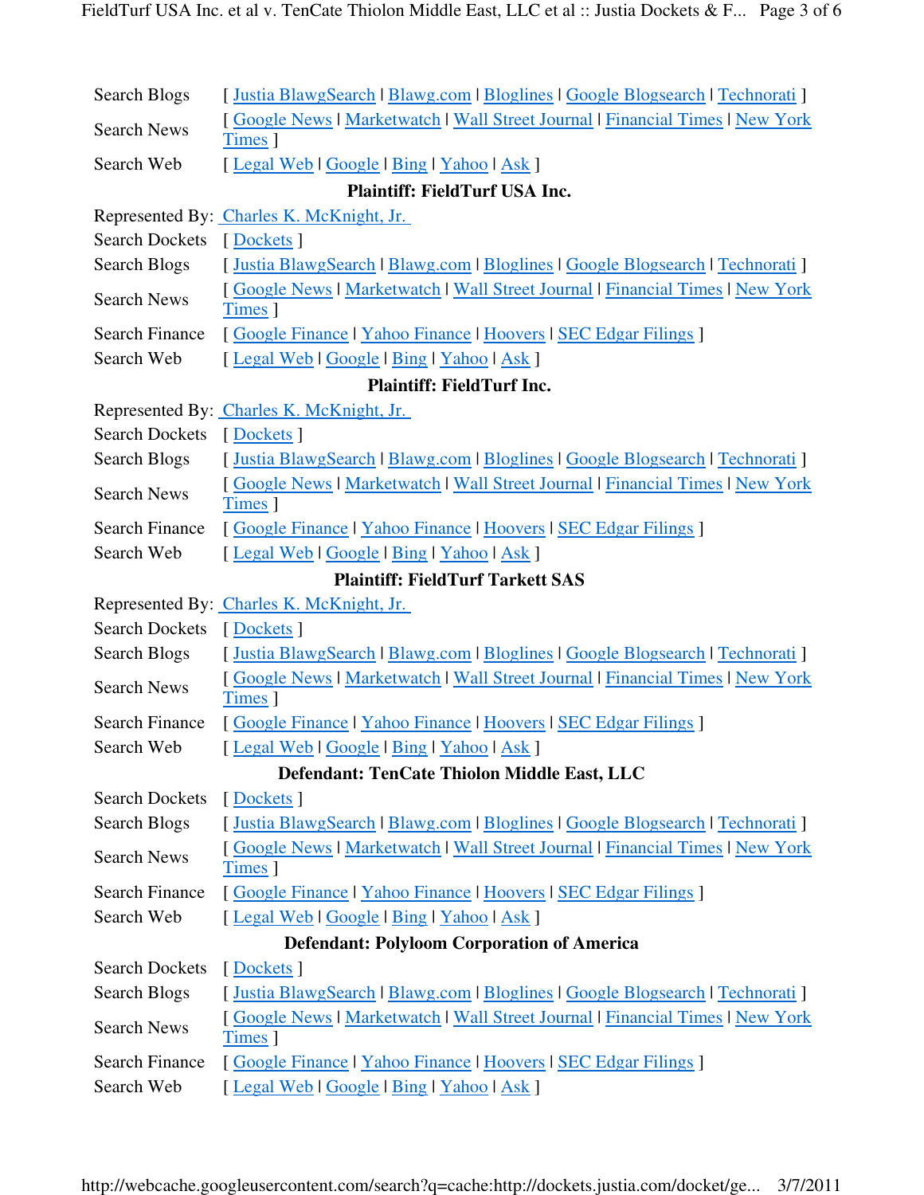Search Blogs [ Justia BlawgSearch | Blawg.com | Bloglines | Google Blogsearch | Technorati ]

Search News [ Google News | Marketwatch | Wall Street Journal | Financial Times | New York Times ]

Search Web [ Legal Web | Google | Bing | Yahoo | Ask ]

**Plaintiff: FieldTurf USA Inc.**

Represented By: Charles K. McKnight, Jr.

Search Dockets [ Dockets ]

Search Blogs [ Justia BlawgSearch | Blawg.com | Bloglines | Google Blogsearch | Technorati ]

Search News [ Google News | Marketwatch | Wall Street Journal | Financial Times | New York Times ]

Search Finance [ Google Finance | Yahoo Finance | Hoovers | SEC Edgar Filings ]

Search Web [ Legal Web | Google | Bing | Yahoo | Ask ]

**Plaintiff: FieldTurf Inc.**

Represented By: Charles K. McKnight, Jr.

Search Dockets [ Dockets ]

Search Blogs [ Justia BlawgSearch | Blawg.com | Bloglines | Google Blogsearch | Technorati ]

Search News [ Google News | Marketwatch | Wall Street Journal | Financial Times | New York Times ]

Search Finance [ Google Finance | Yahoo Finance | Hoovers | SEC Edgar Filings ]

Search Web [ Legal Web | Google | Bing | Yahoo | Ask ]

**Plaintiff: FieldTurf Tarkett SAS**

Represented By: Charles K. McKnight, Jr.

Search Dockets [ Dockets ]

Search Blogs [ Justia BlawgSearch | Blawg.com | Bloglines | Google Blogsearch | Technorati ]

Search News [ Google News | Marketwatch | Wall Street Journal | Financial Times | New York Times ]

Search Finance [ Google Finance | Yahoo Finance | Hoovers | SEC Edgar Filings ]

Search Web [ Legal Web | Google | Bing | Yahoo | Ask ]

**Defendant: TenCate Thiolon Middle East, LLC**

Search Dockets [ Dockets ]

Search Blogs [ Justia BlawgSearch | Blawg.com | Bloglines | Google Blogsearch | Technorati ]

Search News [ Google News | Marketwatch | Wall Street Journal | Financial Times | New York Times ]

Search Finance [ Google Finance | Yahoo Finance | Hoovers | SEC Edgar Filings ]

Search Web [ Legal Web | Google | Bing | Yahoo | Ask ]

**Defendant: Polyloom Corporation of America**

Search Dockets [ Dockets ]

Search Blogs [ Justia BlawgSearch | Blawg.com | Bloglines | Google Blogsearch | Technorati ]

Search News [ Google News | Marketwatch | Wall Street Journal | Financial Times | New York Times ]

Search Finance [ Google Finance | Yahoo Finance | Hoovers | SEC Edgar Filings ]

Search Web [ Legal Web | Google | Bing | Yahoo | Ask ]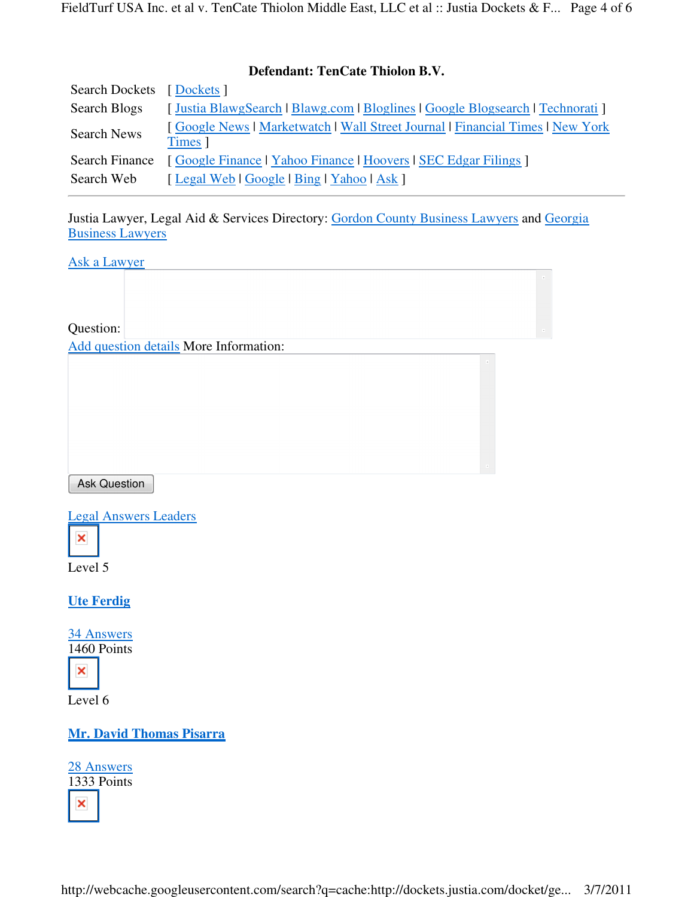**Defendant: TenCate Thiolon B.V.**

| Search Dockets | [ Dockets ] |
| --- | --- |
| Search Blogs | [ Justia BlawgSearch \| Blawg.com \| Bloglines \| Google Blogsearch \| Technorati ] |
| Search News | [ Google News \| Marketwatch \| Wall Street Journal \| Financial Times \| New York Times ] |
| Search Finance | [ Google Finance \| Yahoo Finance \| Hoovers \| SEC Edgar Filings ] |
| Search Web | [ Legal Web \| Google \| Bing \| Yahoo \| Ask ] |

---

Justia Lawyer, Legal Aid & Services Directory: Gordon County Business Lawyers and Georgia Business Lawyers

Ask a Lawyer

Question:

Add question details More Information:

Ask Question

Legal Answers Leaders

Level 5

**Ute Ferdig**

34 Answers
1460 Points

Level 6

**Mr. David Thomas Pisarra**

28 Answers
1333 Points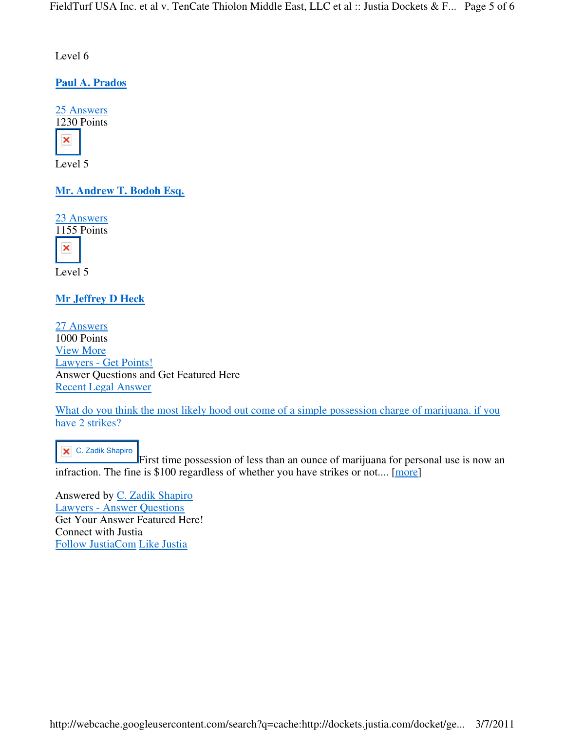Level 6

**Paul A. Prados**

25 Answers
1230 Points

Level 5

**Mr. Andrew T. Bodoh Esq.**

23 Answers
1155 Points

Level 5

**Mr Jeffrey D Heck**

27 Answers
1000 Points
View More
Lawyers - Get Points!
Answer Questions and Get Featured Here
Recent Legal Answer

What do you think the most likely hood out come of a simple possession charge of marijuana. if you have 2 strikes?

C. Zadik Shapiro First time possession of less than an ounce of marijuana for personal use is now an infraction. The fine is $100 regardless of whether you have strikes or not.... [more]

Answered by C. Zadik Shapiro
Lawyers - Answer Questions
Get Your Answer Featured Here!
Connect with Justia
Follow JustiaCom Like Justia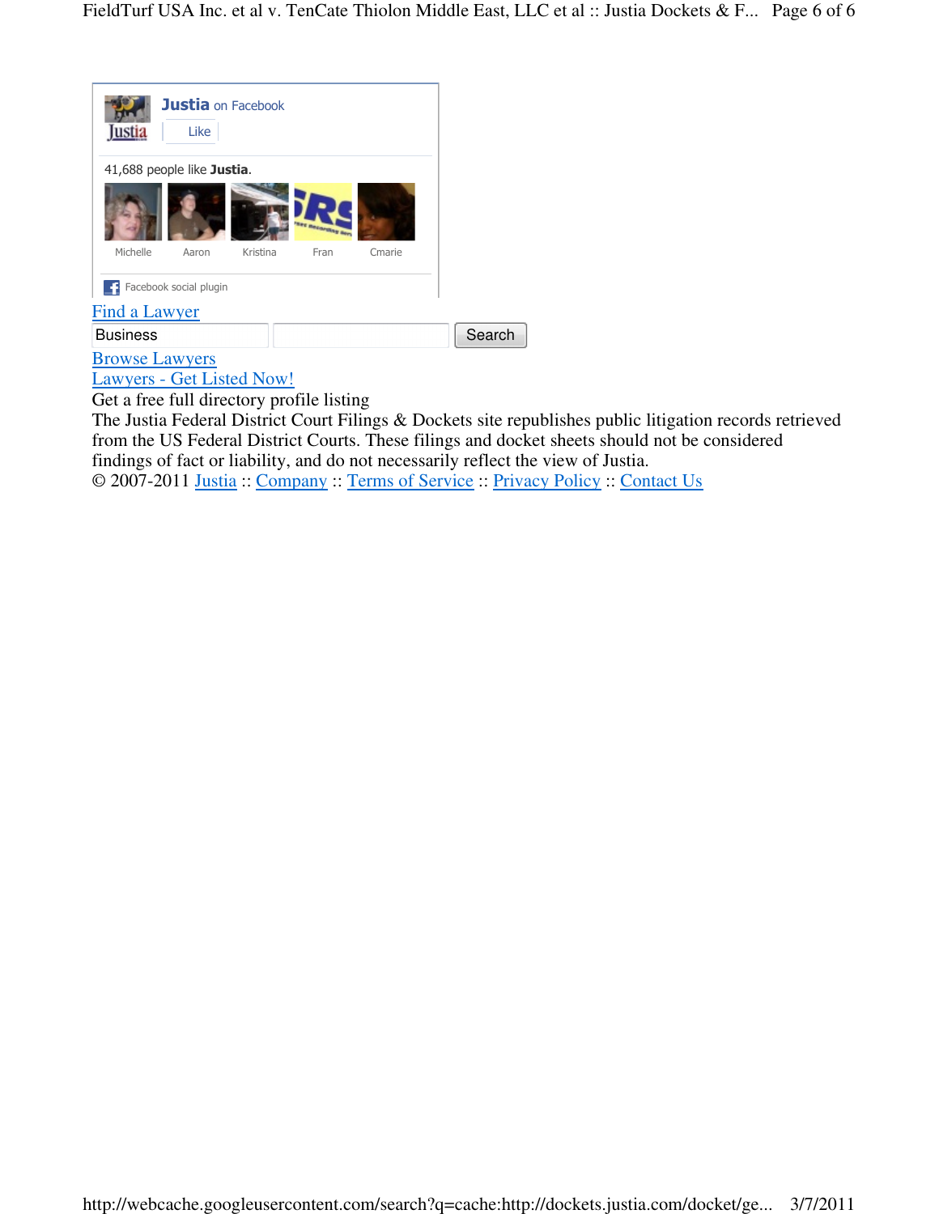Justia on Facebook

Like

41,688 people like **Justia**.

Michelle Aaron Kristina Fran Cmarie

Facebook social plugin

Find a Lawyer

Business | | Search

Browse Lawyers

Lawyers - Get Listed Now!

Get a free full directory profile listing

The Justia Federal District Court Filings & Dockets site republishes public litigation records retrieved from the US Federal District Courts. These filings and docket sheets should not be considered findings of fact or liability, and do not necessarily reflect the view of Justia.

© 2007-2011 Justia :: Company :: Terms of Service :: Privacy Policy :: Contact Us